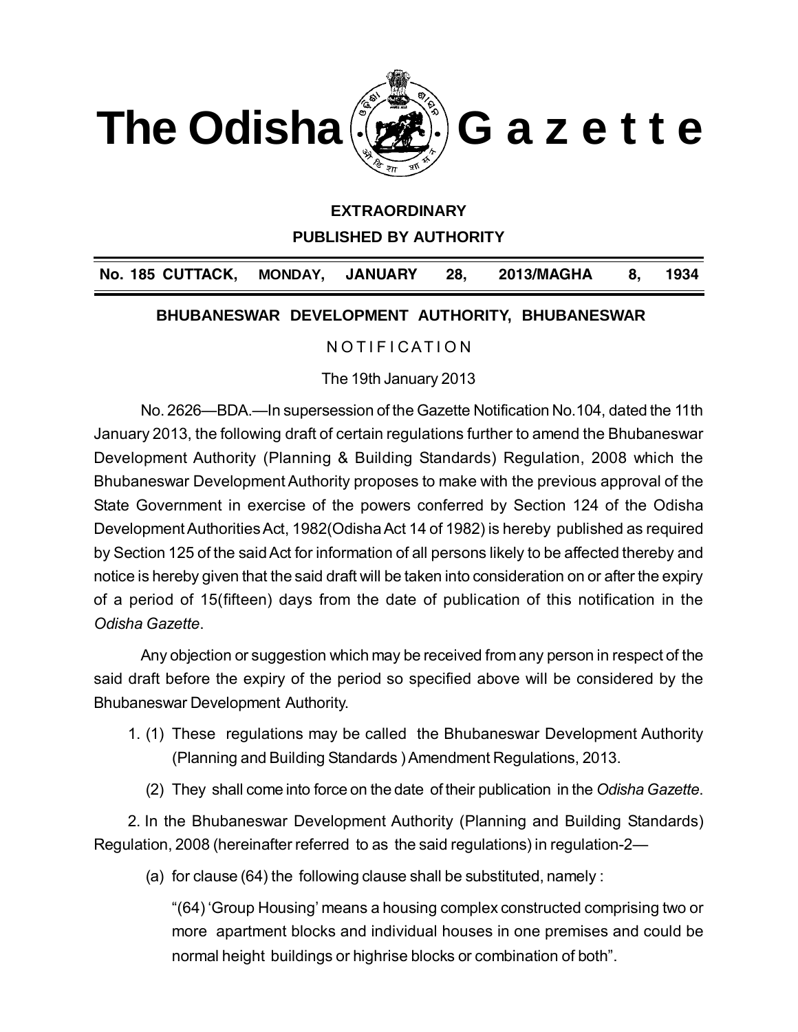# The Odisha Gazette

**EXTRAORDINARY**

**PUBLISHED BY AUTHORITY**

**No. 185 CUTTACK, MONDAY, JANUARY 28, 2013/MAGHA 8, 1934**

**BHUBANESWAR DEVELOPMENT AUTHORITY, BHUBANESWAR**

NOTIFICATION

The 19th January 2013

No. 2626—BDA.—In supersession of the Gazette Notification No.104, dated the 11th January 2013, the following draft of certain regulations further to amend the Bhubaneswar Development Authority (Planning & Building Standards) Regulation, 2008 which the Bhubaneswar Development Authority proposes to make with the previous approval of the State Government in exercise of the powers conferred by Section 124 of the Odisha Development Authorities Act, 1982(Odisha Act 14 of 1982) is hereby published as required by Section 125 of the said Act for information of all persons likely to be affected thereby and notice is hereby given that the said draft will be taken into consideration on or after the expiry of a period of 15(fifteen) days from the date of publication of this notification in the *Odisha Gazette*.

Any objection or suggestion which may be received from any person in respect of the said draft before the expiry of the period so specified above will be considered by the Bhubaneswar Development Authority.

1. (1) These regulations may be called the Bhubaneswar Development Authority (Planning and Building Standards ) Amendment Regulations, 2013.

   (2) They shall come into force on the date of their publication in the *Odisha Gazette*.

2. In the Bhubaneswar Development Authority (Planning and Building Standards) Regulation, 2008 (hereinafter referred to as the said regulations) in regulation-2—

   (a) for clause (64) the following clause shall be substituted, namely :

   "(64) 'Group Housing' means a housing complex constructed comprising two or more apartment blocks and individual houses in one premises and could be normal height buildings or highrise blocks or combination of both".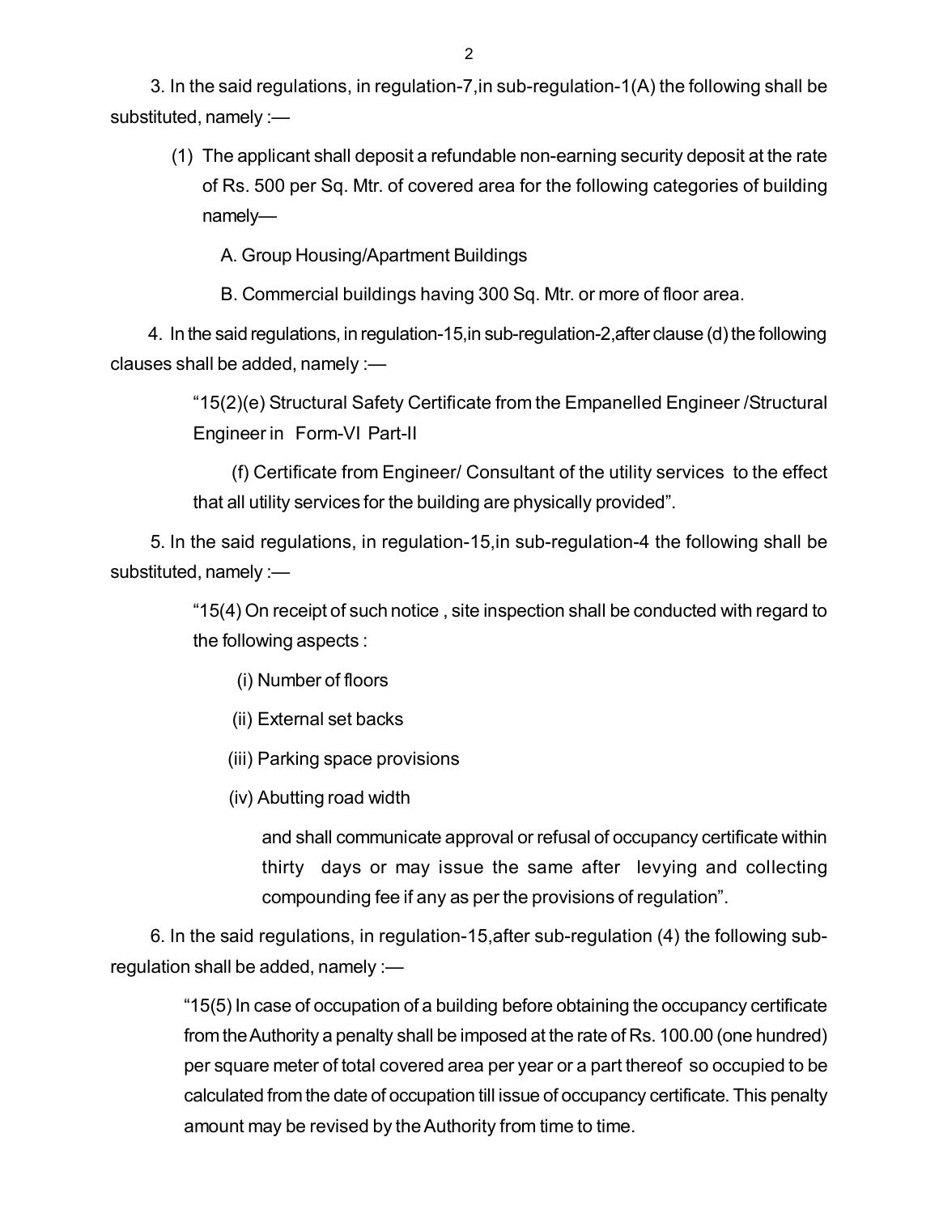3. In the said regulations, in regulation-7,in sub-regulation-1(A) the following shall be substituted, namely :—

(1) The applicant shall deposit a refundable non-earning security deposit at the rate of Rs. 500 per Sq. Mtr. of covered area for the following categories of building namely—

A. Group Housing/Apartment Buildings

B. Commercial buildings having 300 Sq. Mtr. or more of floor area.

4. In the said regulations, in regulation-15,in sub-regulation-2,after clause (d) the following clauses shall be added, namely :—

"15(2)(e) Structural Safety Certificate from the Empanelled Engineer /Structural Engineer in Form-VI Part-II

(f) Certificate from Engineer/ Consultant of the utility services to the effect that all utility services for the building are physically provided".

5. In the said regulations, in regulation-15,in sub-regulation-4 the following shall be substituted, namely :—

"15(4) On receipt of such notice , site inspection shall be conducted with regard to the following aspects :

(i) Number of floors

(ii) External set backs

(iii) Parking space provisions

(iv) Abutting road width

and shall communicate approval or refusal of occupancy certificate within thirty days or may issue the same after levying and collecting compounding fee if any as per the provisions of regulation".

6. In the said regulations, in regulation-15,after sub-regulation (4) the following sub-regulation shall be added, namely :—

"15(5) In case of occupation of a building before obtaining the occupancy certificate from the Authority a penalty shall be imposed at the rate of Rs. 100.00 (one hundred) per square meter of total covered area per year or a part thereof so occupied to be calculated from the date of occupation till issue of occupancy certificate. This penalty amount may be revised by the Authority from time to time.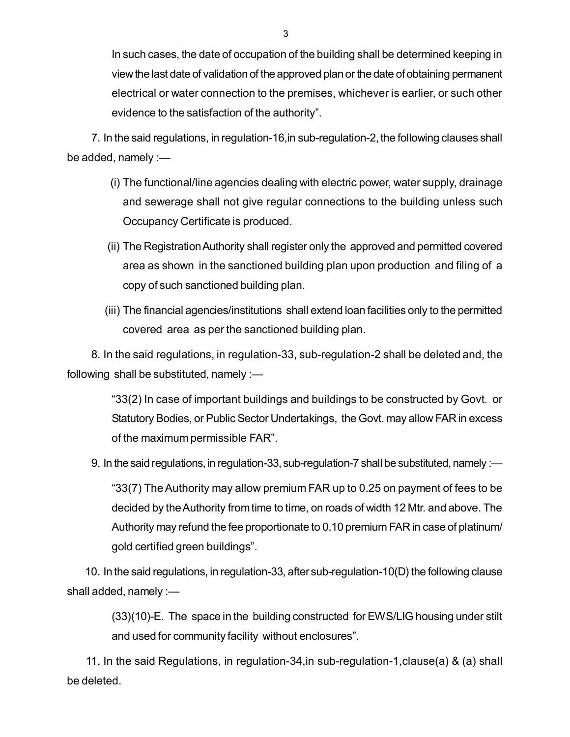In such cases, the date of occupation of the building shall be determined keeping in view the last date of validation of the approved plan or the date of obtaining permanent electrical or water connection to the premises, whichever is earlier, or such other evidence to the satisfaction of the authority".

7. In the said regulations, in regulation-16,in sub-regulation-2, the following clauses shall be added, namely :—

(i) The functional/line agencies dealing with electric power, water supply, drainage and sewerage shall not give regular connections to the building unless such Occupancy Certificate is produced.

(ii) The Registration Authority shall register only the approved and permitted covered area as shown in the sanctioned building plan upon production and filing of a copy of such sanctioned building plan.

(iii) The financial agencies/institutions shall extend loan facilities only to the permitted covered area as per the sanctioned building plan.

8. In the said regulations, in regulation-33, sub-regulation-2 shall be deleted and, the following shall be substituted, namely :—

"33(2) In case of important buildings and buildings to be constructed by Govt. or Statutory Bodies, or Public Sector Undertakings, the Govt. may allow FAR in excess of the maximum permissible FAR".

9. In the said regulations, in regulation-33, sub-regulation-7 shall be substituted, namely :—

"33(7) The Authority may allow premium FAR up to 0.25 on payment of fees to be decided by the Authority from time to time, on roads of width 12 Mtr. and above. The Authority may refund the fee proportionate to 0.10 premium FAR in case of platinum/ gold certified green buildings".

10. In the said regulations, in regulation-33, after sub-regulation-10(D) the following clause shall added, namely :—

(33)(10)-E. The space in the building constructed for EWS/LIG housing under stilt and used for community facility without enclosures".

11. In the said Regulations, in regulation-34,in sub-regulation-1,clause(a) & (a) shall be deleted.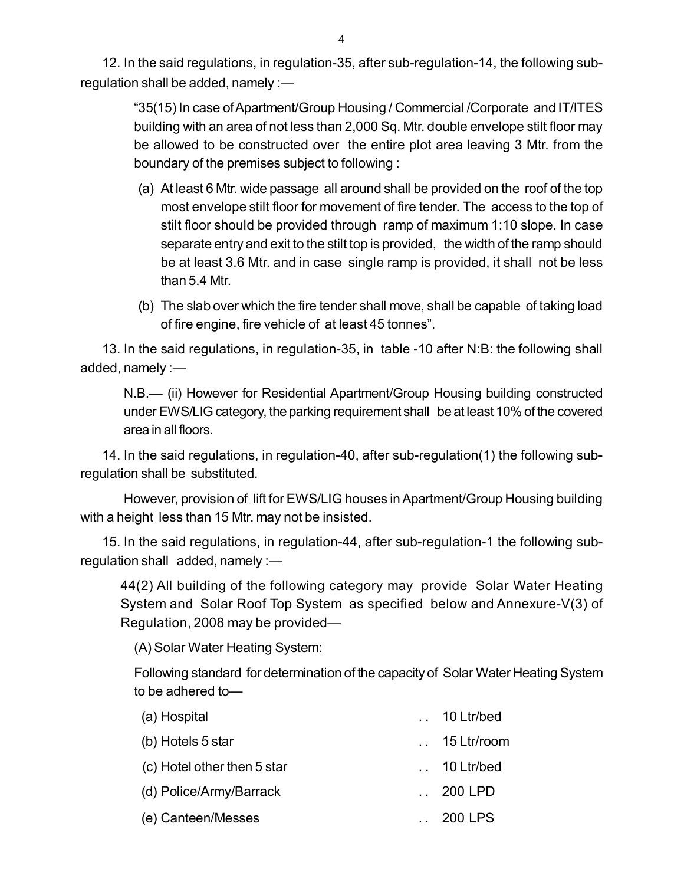12. In the said regulations, in regulation-35, after sub-regulation-14, the following sub-regulation shall be added, namely :—

> "35(15) In case of Apartment/Group Housing / Commercial /Corporate and IT/ITES building with an area of not less than 2,000 Sq. Mtr. double envelope stilt floor may be allowed to be constructed over the entire plot area leaving 3 Mtr. from the boundary of the premises subject to following :
>
> (a) At least 6 Mtr. wide passage all around shall be provided on the roof of the top most envelope stilt floor for movement of fire tender. The access to the top of stilt floor should be provided through ramp of maximum 1:10 slope. In case separate entry and exit to the stilt top is provided, the width of the ramp should be at least 3.6 Mtr. and in case single ramp is provided, it shall not be less than 5.4 Mtr.
>
> (b) The slab over which the fire tender shall move, shall be capable of taking load of fire engine, fire vehicle of at least 45 tonnes".

13. In the said regulations, in regulation-35, in table -10 after N:B: the following shall added, namely :—

> N.B.— (ii) However for Residential Apartment/Group Housing building constructed under EWS/LIG category, the parking requirement shall be at least 10% of the covered area in all floors.

14. In the said regulations, in regulation-40, after sub-regulation(1) the following sub-regulation shall be substituted.

However, provision of lift for EWS/LIG houses in Apartment/Group Housing building with a height less than 15 Mtr. may not be insisted.

15. In the said regulations, in regulation-44, after sub-regulation-1 the following sub-regulation shall added, namely :—

> 44(2) All building of the following category may provide Solar Water Heating System and Solar Roof Top System as specified below and Annexure-V(3) of Regulation, 2008 may be provided—
>
> (A) Solar Water Heating System:
>
> Following standard for determination of the capacity of Solar Water Heating System to be adhered to—
>
> | | | |
> |---|---|---|
> | (a) Hospital | .. | 10 Ltr/bed |
> | (b) Hotels 5 star | .. | 15 Ltr/room |
> | (c) Hotel other then 5 star | .. | 10 Ltr/bed |
> | (d) Police/Army/Barrack | .. | 200 LPD |
> | (e) Canteen/Messes | .. | 200 LPS |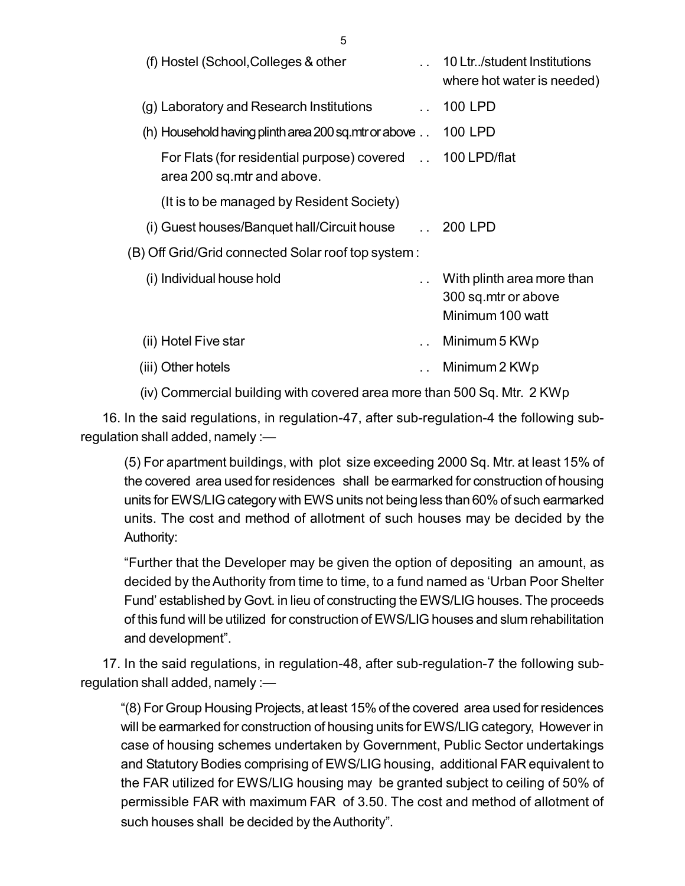| | | |
|---|---|---|
| (f) Hostel (School,Colleges & other | .. | 10 Ltr../student Institutions where hot water is needed) |
| (g) Laboratory and Research Institutions | .. | 100 LPD |
| (h) Household having plinth area 200 sq.mtr or above | .. | 100 LPD |
| For Flats (for residential purpose) covered area 200 sq.mtr and above. | .. | 100 LPD/flat |
| (It is to be managed by Resident Society) | | |
| (i) Guest houses/Banquet hall/Circuit house | .. | 200 LPD |

(B) Off Grid/Grid connected Solar roof top system :

| | | |
|---|---|---|
| (i) Individual house hold | .. | With plinth area more than 300 sq.mtr or above Minimum 100 watt |
| (ii) Hotel Five star | .. | Minimum 5 KWp |
| (iii) Other hotels | .. | Minimum 2 KWp |
| (iv) Commercial building with covered area more than 500 Sq. Mtr. | | 2 KWp |

16. In the said regulations, in regulation-47, after sub-regulation-4 the following sub-regulation shall added, namely :—

(5) For apartment buildings, with plot size exceeding 2000 Sq. Mtr. at least 15% of the covered area used for residences shall be earmarked for construction of housing units for EWS/LIG category with EWS units not being less than 60% of such earmarked units. The cost and method of allotment of such houses may be decided by the Authority:

"Further that the Developer may be given the option of depositing an amount, as decided by the Authority from time to time, to a fund named as 'Urban Poor Shelter Fund' established by Govt. in lieu of constructing the EWS/LIG houses. The proceeds of this fund will be utilized for construction of EWS/LIG houses and slum rehabilitation and development".

17. In the said regulations, in regulation-48, after sub-regulation-7 the following sub-regulation shall added, namely :—

"(8) For Group Housing Projects, at least 15% of the covered area used for residences will be earmarked for construction of housing units for EWS/LIG category, However in case of housing schemes undertaken by Government, Public Sector undertakings and Statutory Bodies comprising of EWS/LIG housing, additional FAR equivalent to the FAR utilized for EWS/LIG housing may be granted subject to ceiling of 50% of permissible FAR with maximum FAR of 3.50. The cost and method of allotment of such houses shall be decided by the Authority".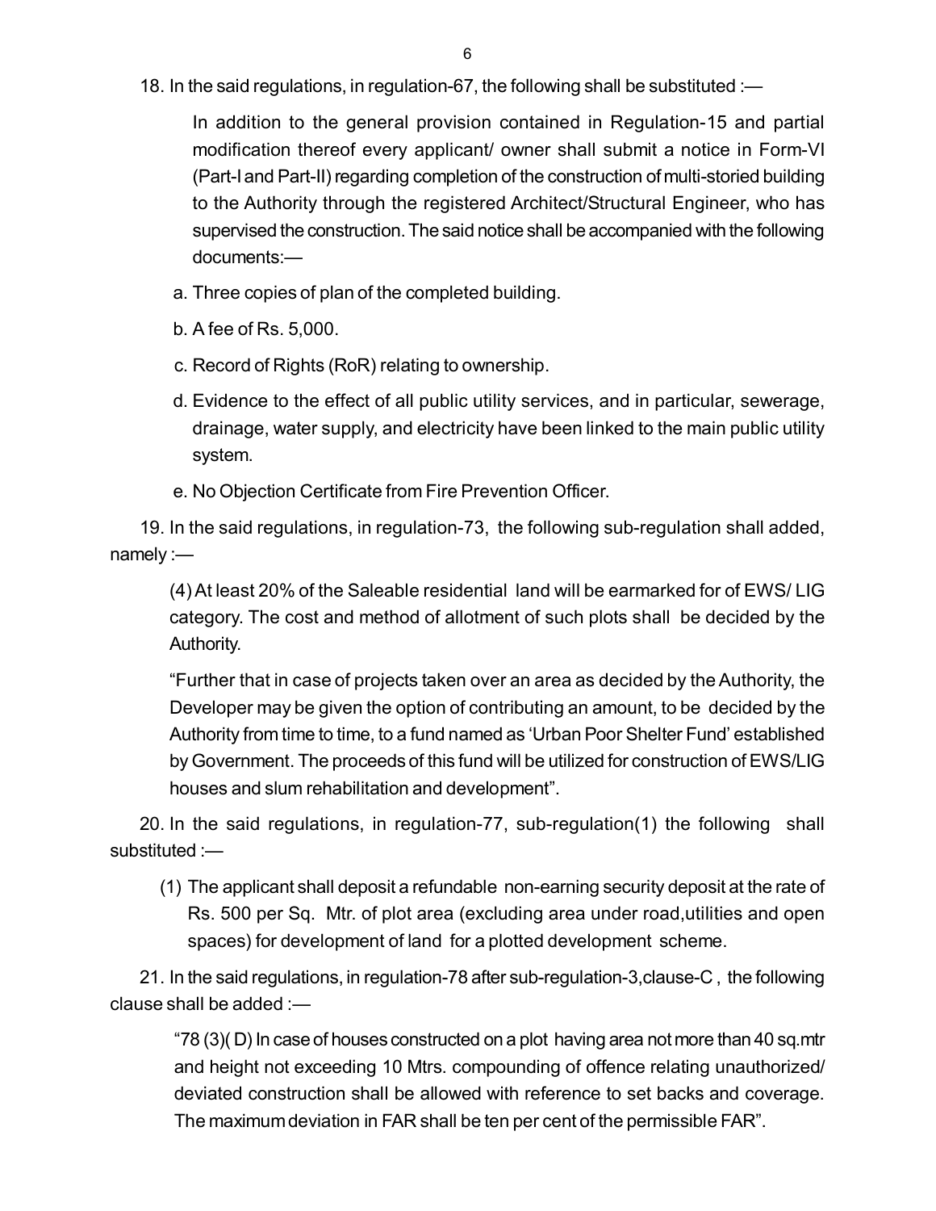18. In the said regulations, in regulation-67, the following shall be substituted :—

In addition to the general provision contained in Regulation-15 and partial modification thereof every applicant/ owner shall submit a notice in Form-VI (Part-I and Part-II) regarding completion of the construction of multi-storied building to the Authority through the registered Architect/Structural Engineer, who has supervised the construction. The said notice shall be accompanied with the following documents:—

a. Three copies of plan of the completed building.

b. A fee of Rs. 5,000.

c. Record of Rights (RoR) relating to ownership.

d. Evidence to the effect of all public utility services, and in particular, sewerage, drainage, water supply, and electricity have been linked to the main public utility system.

e. No Objection Certificate from Fire Prevention Officer.

19. In the said regulations, in regulation-73, the following sub-regulation shall added, namely :—

(4) At least 20% of the Saleable residential land will be earmarked for of EWS/ LIG category. The cost and method of allotment of such plots shall be decided by the Authority.

"Further that in case of projects taken over an area as decided by the Authority, the Developer may be given the option of contributing an amount, to be decided by the Authority from time to time, to a fund named as 'Urban Poor Shelter Fund' established by Government. The proceeds of this fund will be utilized for construction of EWS/LIG houses and slum rehabilitation and development".

20. In the said regulations, in regulation-77, sub-regulation(1) the following shall substituted :—

(1) The applicant shall deposit a refundable non-earning security deposit at the rate of Rs. 500 per Sq. Mtr. of plot area (excluding area under road,utilities and open spaces) for development of land for a plotted development scheme.

21. In the said regulations, in regulation-78 after sub-regulation-3,clause-C , the following clause shall be added :—

"78 (3)( D) In case of houses constructed on a plot having area not more than 40 sq.mtr and height not exceeding 10 Mtrs. compounding of offence relating unauthorized/ deviated construction shall be allowed with reference to set backs and coverage. The maximum deviation in FAR shall be ten per cent of the permissible FAR".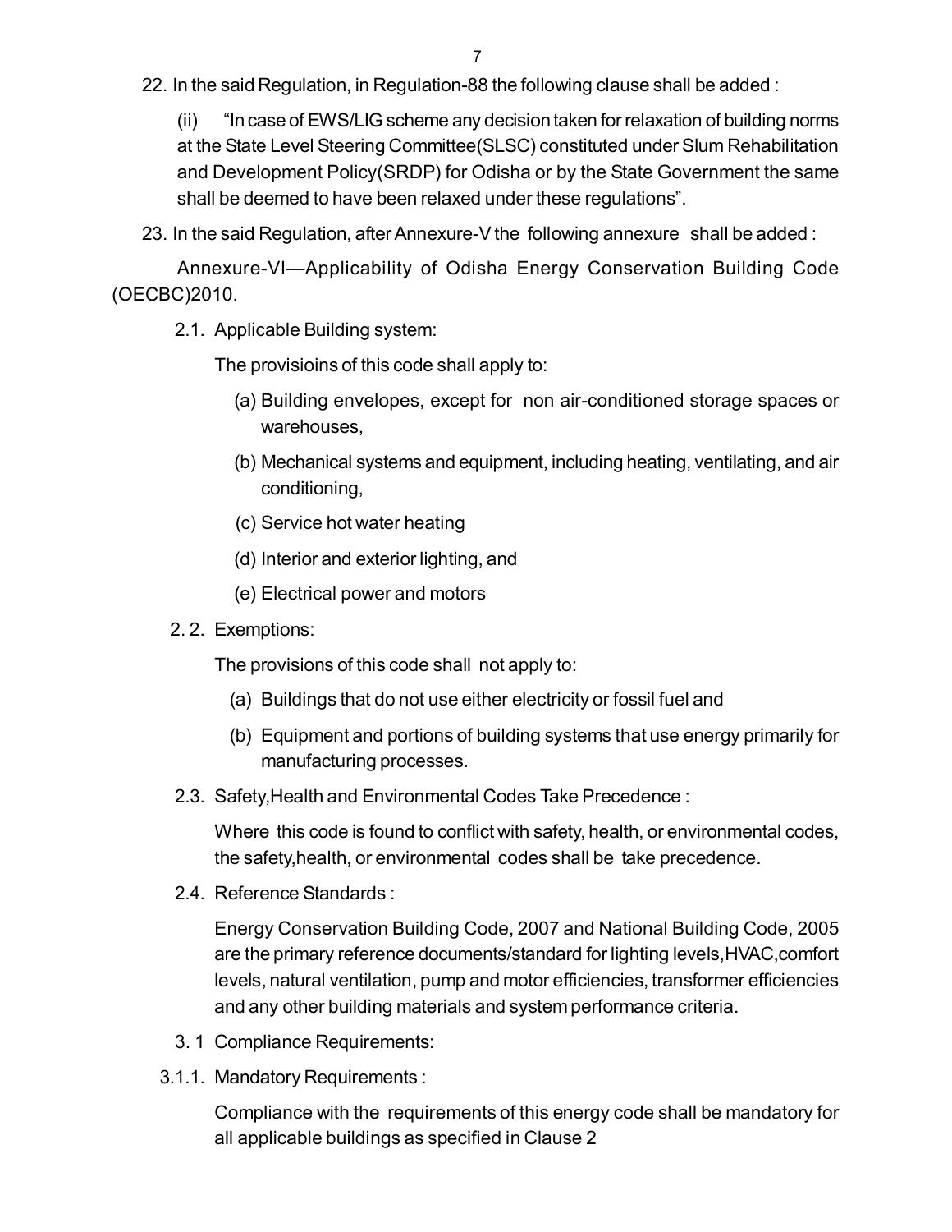22. In the said Regulation, in Regulation-88 the following clause shall be added :

(ii) "In case of EWS/LIG scheme any decision taken for relaxation of building norms at the State Level Steering Committee(SLSC) constituted under Slum Rehabilitation and Development Policy(SRDP) for Odisha or by the State Government the same shall be deemed to have been relaxed under these regulations".

23. In the said Regulation, after Annexure-V the following annexure shall be added :

Annexure-VI—Applicability of Odisha Energy Conservation Building Code (OECBC)2010.

2.1. Applicable Building system:

The provisioins of this code shall apply to:

(a) Building envelopes, except for non air-conditioned storage spaces or warehouses,

(b) Mechanical systems and equipment, including heating, ventilating, and air conditioning,

(c) Service hot water heating

(d) Interior and exterior lighting, and

(e) Electrical power and motors

2. 2. Exemptions:

The provisions of this code shall not apply to:

(a) Buildings that do not use either electricity or fossil fuel and

(b) Equipment and portions of building systems that use energy primarily for manufacturing processes.

2.3. Safety,Health and Environmental Codes Take Precedence :

Where this code is found to conflict with safety, health, or environmental codes, the safety,health, or environmental codes shall be take precedence.

2.4. Reference Standards :

Energy Conservation Building Code, 2007 and National Building Code, 2005 are the primary reference documents/standard for lighting levels,HVAC,comfort levels, natural ventilation, pump and motor efficiencies, transformer efficiencies and any other building materials and system performance criteria.

3. 1 Compliance Requirements:

3.1.1. Mandatory Requirements :

Compliance with the requirements of this energy code shall be mandatory for all applicable buildings as specified in Clause 2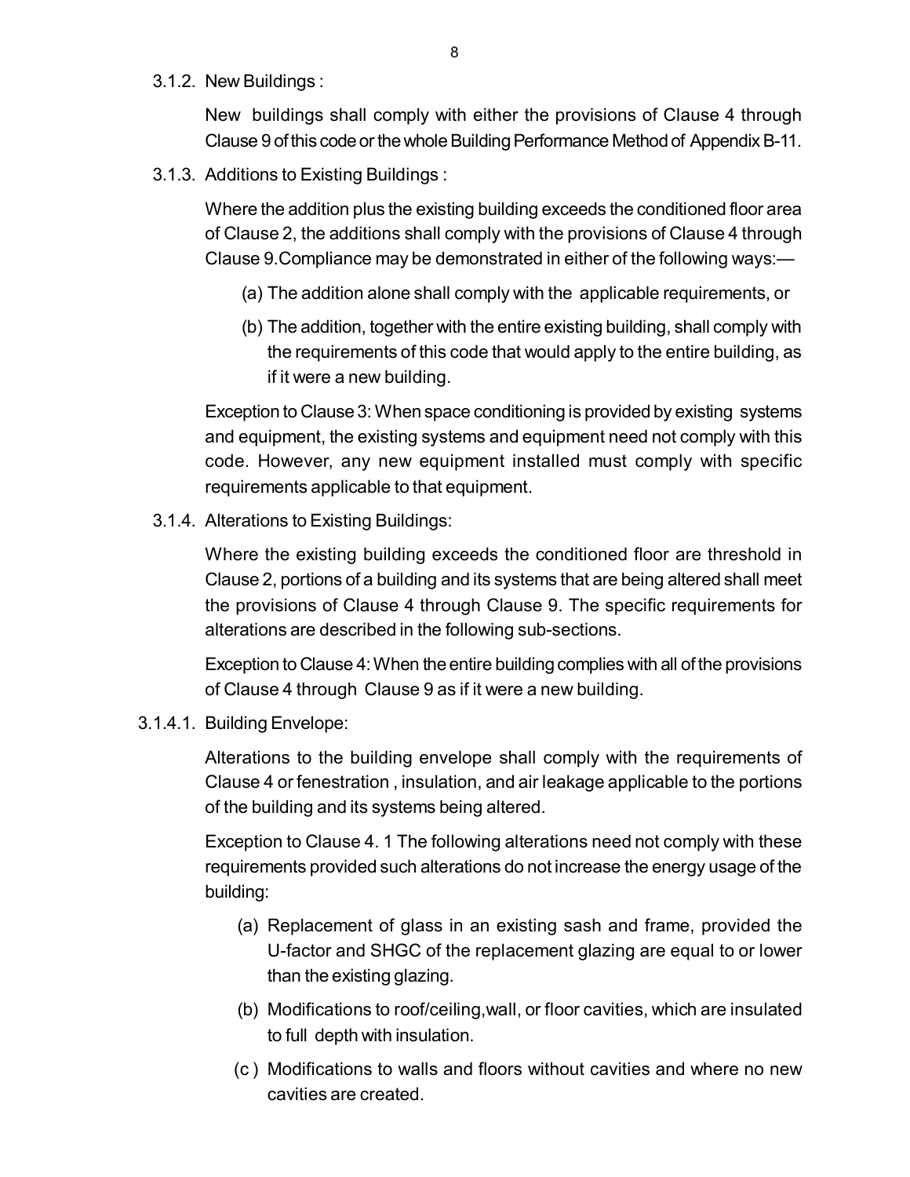3.1.2. New Buildings :

New buildings shall comply with either the provisions of Clause 4 through Clause 9 of this code or the whole Building Performance Method of Appendix B-11.

3.1.3. Additions to Existing Buildings :

Where the addition plus the existing building exceeds the conditioned floor area of Clause 2, the additions shall comply with the provisions of Clause 4 through Clause 9.Compliance may be demonstrated in either of the following ways:—

(a) The addition alone shall comply with the applicable requirements, or

(b) The addition, together with the entire existing building, shall comply with the requirements of this code that would apply to the entire building, as if it were a new building.

Exception to Clause 3: When space conditioning is provided by existing systems and equipment, the existing systems and equipment need not comply with this code. However, any new equipment installed must comply with specific requirements applicable to that equipment.

3.1.4. Alterations to Existing Buildings:

Where the existing building exceeds the conditioned floor are threshold in Clause 2, portions of a building and its systems that are being altered shall meet the provisions of Clause 4 through Clause 9. The specific requirements for alterations are described in the following sub-sections.

Exception to Clause 4: When the entire building complies with all of the provisions of Clause 4 through Clause 9 as if it were a new building.

3.1.4.1. Building Envelope:

Alterations to the building envelope shall comply with the requirements of Clause 4 or fenestration , insulation, and air leakage applicable to the portions of the building and its systems being altered.

Exception to Clause 4. 1 The following alterations need not comply with these requirements provided such alterations do not increase the energy usage of the building:

(a) Replacement of glass in an existing sash and frame, provided the U-factor and SHGC of the replacement glazing are equal to or lower than the existing glazing.

(b) Modifications to roof/ceiling,wall, or floor cavities, which are insulated to full depth with insulation.

(c ) Modifications to walls and floors without cavities and where no new cavities are created.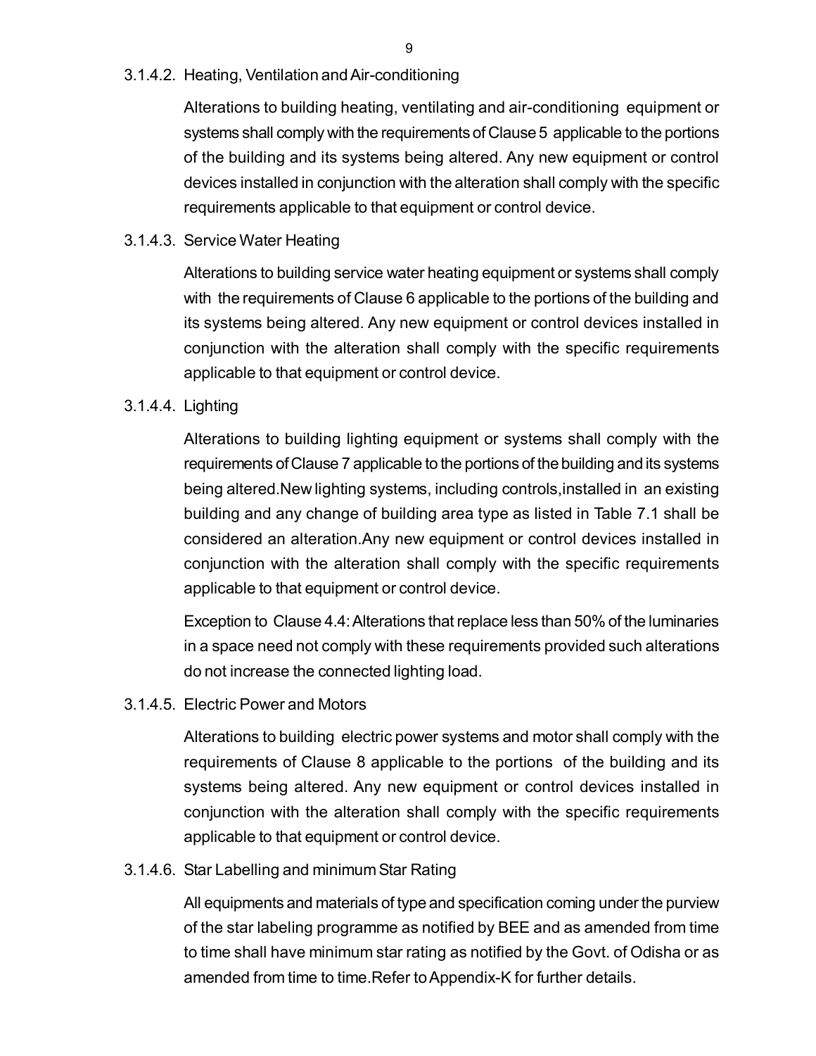#### 3.1.4.2. Heating, Ventilation and Air-conditioning

Alterations to building heating, ventilating and air-conditioning equipment or systems shall comply with the requirements of Clause 5 applicable to the portions of the building and its systems being altered. Any new equipment or control devices installed in conjunction with the alteration shall comply with the specific requirements applicable to that equipment or control device.

#### 3.1.4.3. Service Water Heating

Alterations to building service water heating equipment or systems shall comply with the requirements of Clause 6 applicable to the portions of the building and its systems being altered. Any new equipment or control devices installed in conjunction with the alteration shall comply with the specific requirements applicable to that equipment or control device.

#### 3.1.4.4. Lighting

Alterations to building lighting equipment or systems shall comply with the requirements of Clause 7 applicable to the portions of the building and its systems being altered.New lighting systems, including controls,installed in an existing building and any change of building area type as listed in Table 7.1 shall be considered an alteration.Any new equipment or control devices installed in conjunction with the alteration shall comply with the specific requirements applicable to that equipment or control device.

Exception to Clause 4.4: Alterations that replace less than 50% of the luminaries in a space need not comply with these requirements provided such alterations do not increase the connected lighting load.

#### 3.1.4.5. Electric Power and Motors

Alterations to building electric power systems and motor shall comply with the requirements of Clause 8 applicable to the portions of the building and its systems being altered. Any new equipment or control devices installed in conjunction with the alteration shall comply with the specific requirements applicable to that equipment or control device.

#### 3.1.4.6. Star Labelling and minimum Star Rating

All equipments and materials of type and specification coming under the purview of the star labeling programme as notified by BEE and as amended from time to time shall have minimum star rating as notified by the Govt. of Odisha or as amended from time to time.Refer to Appendix-K for further details.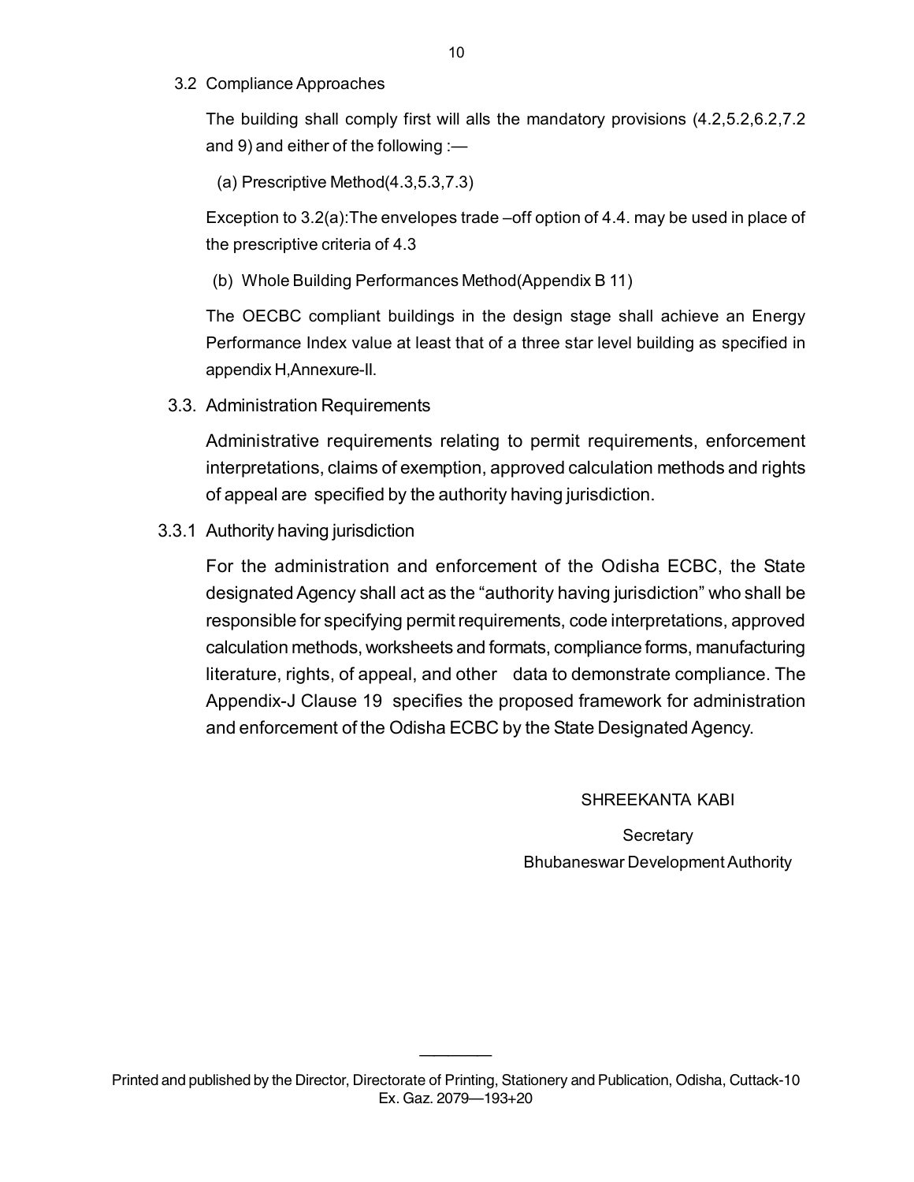3.2 Compliance Approaches

The building shall comply first will alls the mandatory provisions (4.2,5.2,6.2,7.2 and 9) and either of the following :—

(a) Prescriptive Method(4.3,5.3,7.3)

Exception to 3.2(a):The envelopes trade –off option of 4.4. may be used in place of the prescriptive criteria of 4.3

(b) Whole Building Performances Method(Appendix B 11)

The OECBC compliant buildings in the design stage shall achieve an Energy Performance Index value at least that of a three star level building as specified in appendix H,Annexure-II.

3.3. Administration Requirements

Administrative requirements relating to permit requirements, enforcement interpretations, claims of exemption, approved calculation methods and rights of appeal are specified by the authority having jurisdiction.

3.3.1 Authority having jurisdiction

For the administration and enforcement of the Odisha ECBC, the State designated Agency shall act as the "authority having jurisdiction" who shall be responsible for specifying permit requirements, code interpretations, approved calculation methods, worksheets and formats, compliance forms, manufacturing literature, rights, of appeal, and other data to demonstrate compliance. The Appendix-J Clause 19 specifies the proposed framework for administration and enforcement of the Odisha ECBC by the State Designated Agency.

SHREEKANTA KABI

Secretary

Bhubaneswar Development Authority

---

Printed and published by the Director, Directorate of Printing, Stationery and Publication, Odisha, Cuttack-10

Ex. Gaz. 2079—193+20